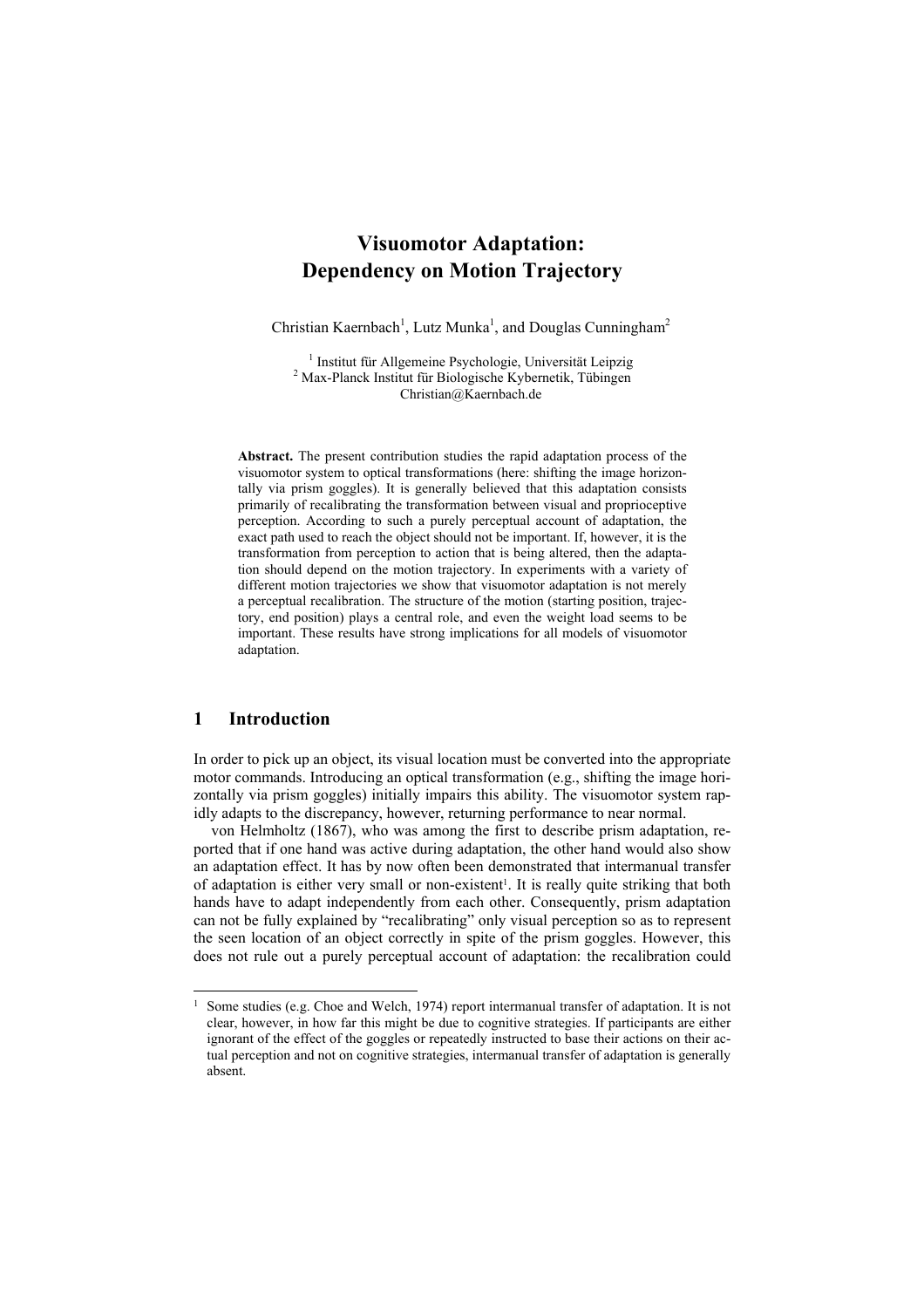# Visuomotor Adaptation: Dependency on Motion Trajectory

Christian Kaernbach[1], Lutz Munka[1], and Douglas Cunningham[2]

[1] Institut für Allgemeine Psychologie, Universität Leipzig
[2] Max-Planck Institut für Biologische Kybernetik, Tübingen
Christian@Kaernbach.de

**Abstract.** The present contribution studies the rapid adaptation process of the visuomotor system to optical transformations (here: shifting the image horizontally via prism goggles). It is generally believed that this adaptation consists primarily of recalibrating the transformation between visual and proprioceptive perception. According to such a purely perceptual account of adaptation, the exact path used to reach the object should not be important. If, however, it is the transformation from perception to action that is being altered, then the adaptation should depend on the motion trajectory. In experiments with a variety of different motion trajectories we show that visuomotor adaptation is not merely a perceptual recalibration. The structure of the motion (starting position, trajectory, end position) plays a central role, and even the weight load seems to be important. These results have strong implications for all models of visuomotor adaptation.

## 1 Introduction

In order to pick up an object, its visual location must be converted into the appropriate motor commands. Introducing an optical transformation (e.g., shifting the image horizontally via prism goggles) initially impairs this ability. The visuomotor system rapidly adapts to the discrepancy, however, returning performance to near normal.

von Helmholtz (1867), who was among the first to describe prism adaptation, reported that if one hand was active during adaptation, the other hand would also show an adaptation effect. It has by now often been demonstrated that intermanual transfer of adaptation is either very small or non-existent[1]. It is really quite striking that both hands have to adapt independently from each other. Consequently, prism adaptation can not be fully explained by "recalibrating" only visual perception so as to represent the seen location of an object correctly in spite of the prism goggles. However, this does not rule out a purely perceptual account of adaptation: the recalibration could

[1] Some studies (e.g. Choe and Welch, 1974) report intermanual transfer of adaptation. It is not clear, however, in how far this might be due to cognitive strategies. If participants are either ignorant of the effect of the goggles or repeatedly instructed to base their actions on their actual perception and not on cognitive strategies, intermanual transfer of adaptation is generally absent.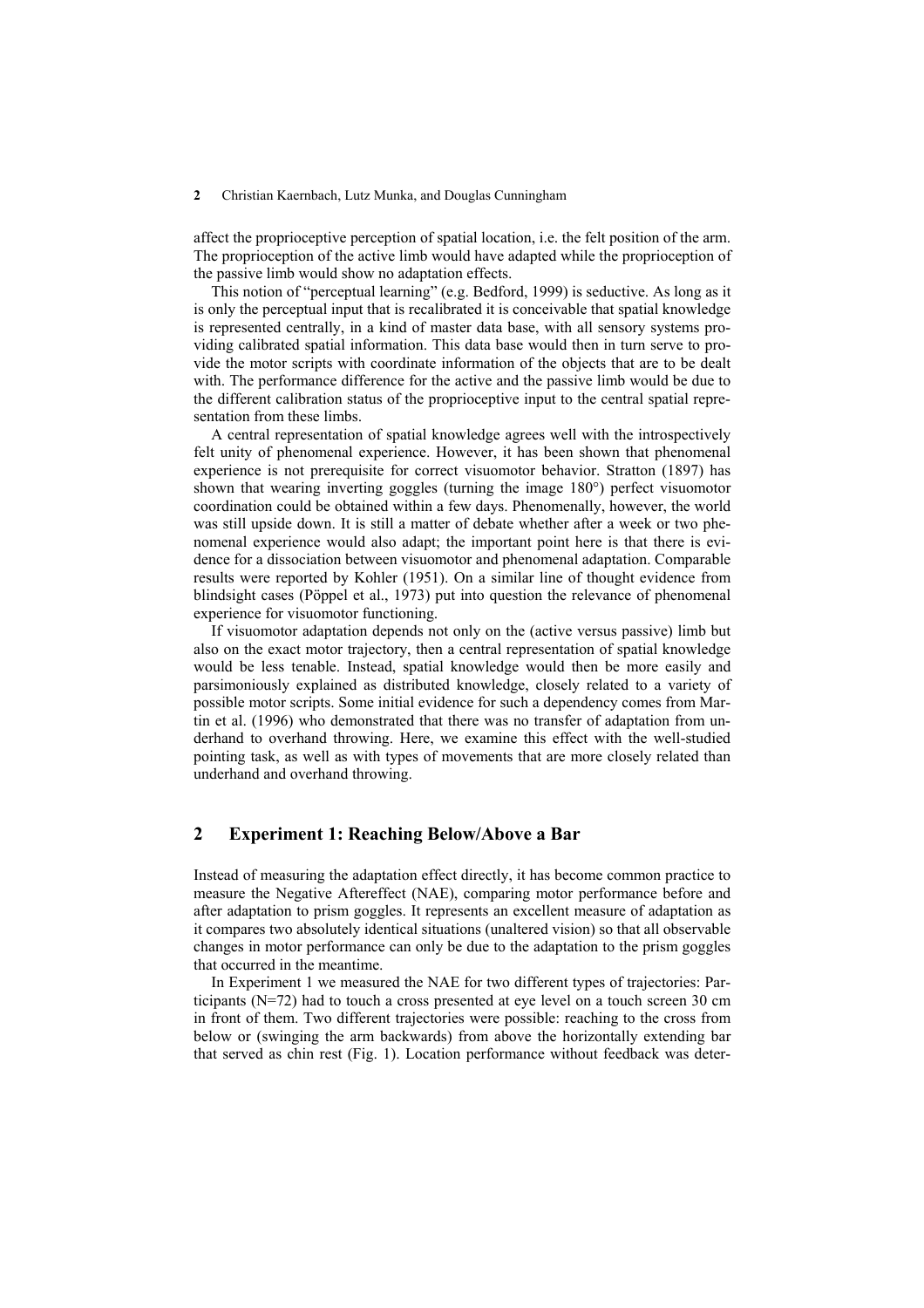affect the proprioceptive perception of spatial location, i.e. the felt position of the arm. The proprioception of the active limb would have adapted while the proprioception of the passive limb would show no adaptation effects.

This notion of "perceptual learning" (e.g. Bedford, 1999) is seductive. As long as it is only the perceptual input that is recalibrated it is conceivable that spatial knowledge is represented centrally, in a kind of master data base, with all sensory systems providing calibrated spatial information. This data base would then in turn serve to provide the motor scripts with coordinate information of the objects that are to be dealt with. The performance difference for the active and the passive limb would be due to the different calibration status of the proprioceptive input to the central spatial representation from these limbs.

A central representation of spatial knowledge agrees well with the introspectively felt unity of phenomenal experience. However, it has been shown that phenomenal experience is not prerequisite for correct visuomotor behavior. Stratton (1897) has shown that wearing inverting goggles (turning the image 180°) perfect visuomotor coordination could be obtained within a few days. Phenomenally, however, the world was still upside down. It is still a matter of debate whether after a week or two phenomenal experience would also adapt; the important point here is that there is evidence for a dissociation between visuomotor and phenomenal adaptation. Comparable results were reported by Kohler (1951). On a similar line of thought evidence from blindsight cases (Pöppel et al., 1973) put into question the relevance of phenomenal experience for visuomotor functioning.

If visuomotor adaptation depends not only on the (active versus passive) limb but also on the exact motor trajectory, then a central representation of spatial knowledge would be less tenable. Instead, spatial knowledge would then be more easily and parsimoniously explained as distributed knowledge, closely related to a variety of possible motor scripts. Some initial evidence for such a dependency comes from Martin et al. (1996) who demonstrated that there was no transfer of adaptation from underhand to overhand throwing. Here, we examine this effect with the well-studied pointing task, as well as with types of movements that are more closely related than underhand and overhand throwing.

## 2 Experiment 1: Reaching Below/Above a Bar

Instead of measuring the adaptation effect directly, it has become common practice to measure the Negative Aftereffect (NAE), comparing motor performance before and after adaptation to prism goggles. It represents an excellent measure of adaptation as it compares two absolutely identical situations (unaltered vision) so that all observable changes in motor performance can only be due to the adaptation to the prism goggles that occurred in the meantime.

In Experiment 1 we measured the NAE for two different types of trajectories: Participants (N=72) had to touch a cross presented at eye level on a touch screen 30 cm in front of them. Two different trajectories were possible: reaching to the cross from below or (swinging the arm backwards) from above the horizontally extending bar that served as chin rest (Fig. 1). Location performance without feedback was deter-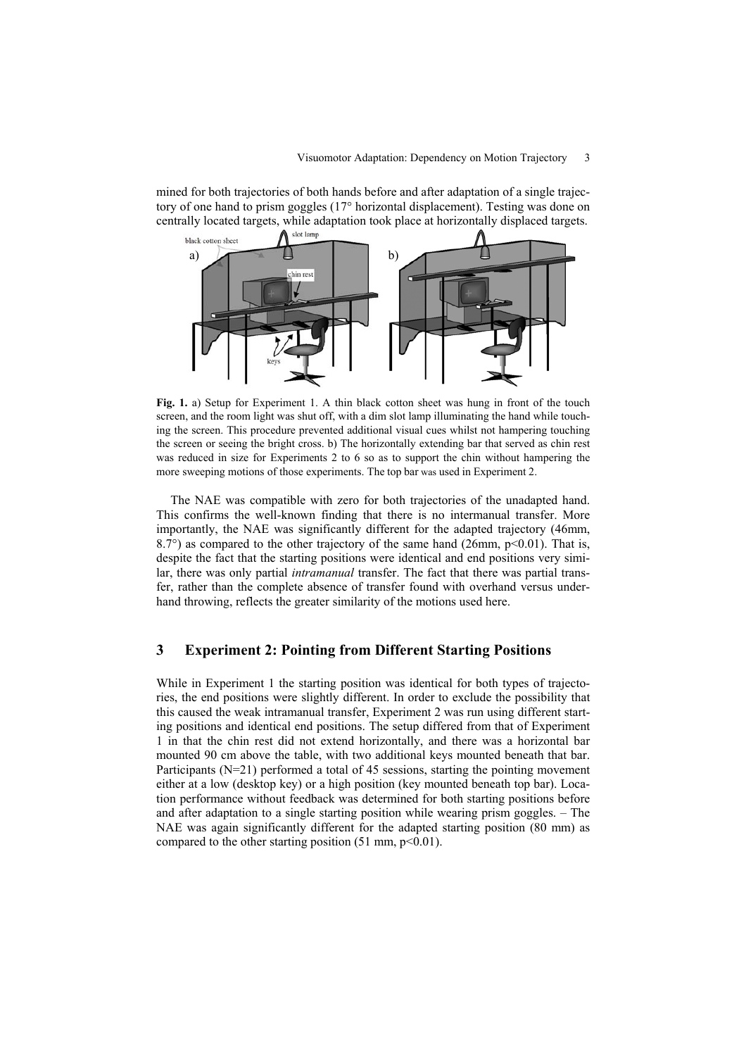mined for both trajectories of both hands before and after adaptation of a single trajectory of one hand to prism goggles (17° horizontal displacement). Testing was done on centrally located targets, while adaptation took place at horizontally displaced targets.

**Fig. 1.** a) Setup for Experiment 1. A thin black cotton sheet was hung in front of the touch screen, and the room light was shut off, with a dim slot lamp illuminating the hand while touching the screen. This procedure prevented additional visual cues whilst not hampering touching the screen or seeing the bright cross. b) The horizontally extending bar that served as chin rest was reduced in size for Experiments 2 to 6 so as to support the chin without hampering the more sweeping motions of those experiments. The top bar was used in Experiment 2.

The NAE was compatible with zero for both trajectories of the unadapted hand. This confirms the well-known finding that there is no intermanual transfer. More importantly, the NAE was significantly different for the adapted trajectory (46mm, 8.7°) as compared to the other trajectory of the same hand (26mm, $p<0.01$). That is, despite the fact that the starting positions were identical and end positions very similar, there was only partial *intramanual* transfer. The fact that there was partial transfer, rather than the complete absence of transfer found with overhand versus underhand throwing, reflects the greater similarity of the motions used here.

## 3 Experiment 2: Pointing from Different Starting Positions

While in Experiment 1 the starting position was identical for both types of trajectories, the end positions were slightly different. In order to exclude the possibility that this caused the weak intramanual transfer, Experiment 2 was run using different starting positions and identical end positions. The setup differed from that of Experiment 1 in that the chin rest did not extend horizontally, and there was a horizontal bar mounted 90 cm above the table, with two additional keys mounted beneath that bar. Participants (N=21) performed a total of 45 sessions, starting the pointing movement either at a low (desktop key) or a high position (key mounted beneath top bar). Location performance without feedback was determined for both starting positions before and after adaptation to a single starting position while wearing prism goggles. – The NAE was again significantly different for the adapted starting position (80 mm) as compared to the other starting position (51 mm, $p<0.01$).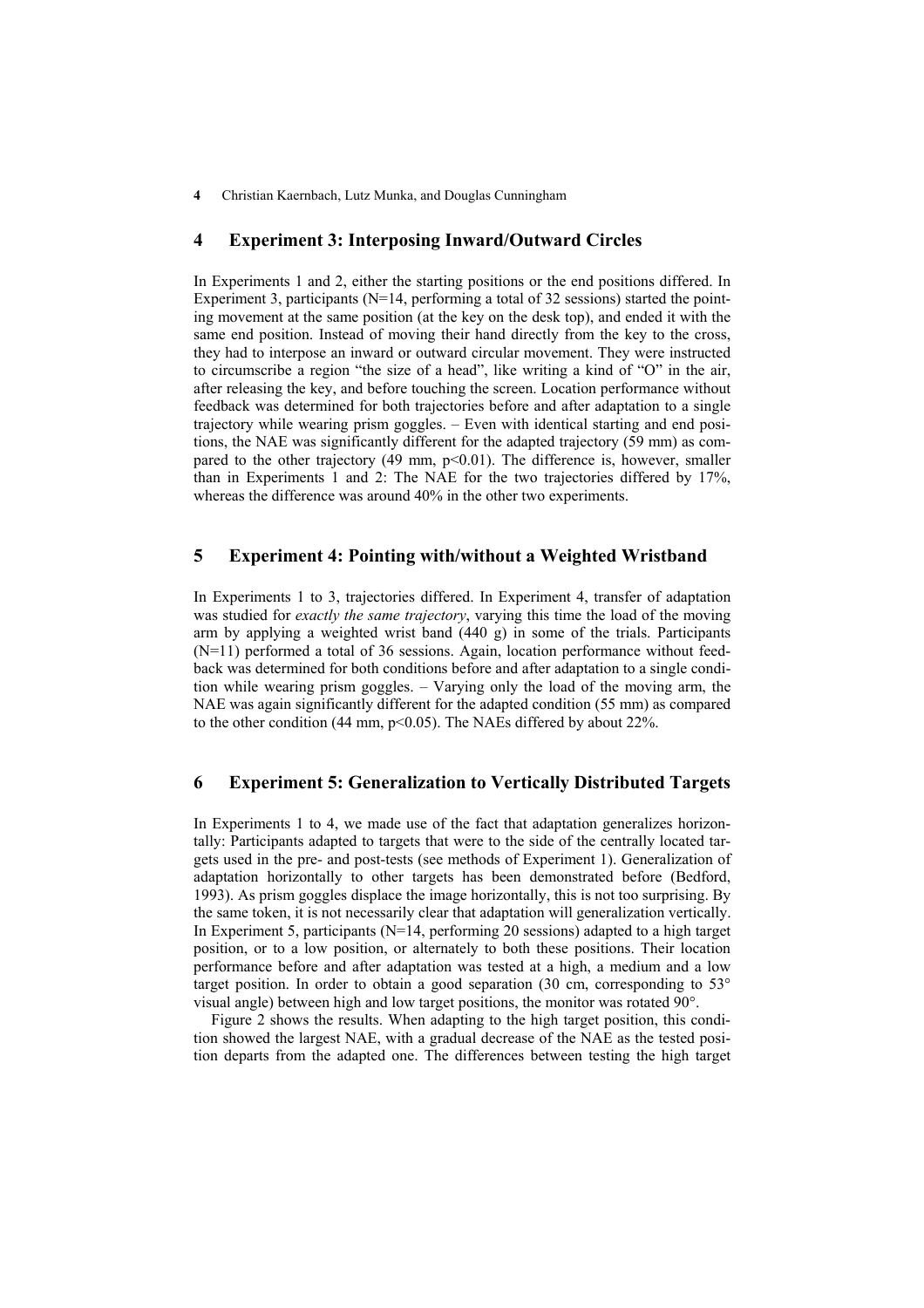## 4 Experiment 3: Interposing Inward/Outward Circles

In Experiments 1 and 2, either the starting positions or the end positions differed. In Experiment 3, participants (N=14, performing a total of 32 sessions) started the pointing movement at the same position (at the key on the desk top), and ended it with the same end position. Instead of moving their hand directly from the key to the cross, they had to interpose an inward or outward circular movement. They were instructed to circumscribe a region "the size of a head", like writing a kind of "O" in the air, after releasing the key, and before touching the screen. Location performance without feedback was determined for both trajectories before and after adaptation to a single trajectory while wearing prism goggles. – Even with identical starting and end positions, the NAE was significantly different for the adapted trajectory (59 mm) as compared to the other trajectory (49 mm, $p<0.01$). The difference is, however, smaller than in Experiments 1 and 2: The NAE for the two trajectories differed by 17%, whereas the difference was around 40% in the other two experiments.

## 5 Experiment 4: Pointing with/without a Weighted Wristband

In Experiments 1 to 3, trajectories differed. In Experiment 4, transfer of adaptation was studied for *exactly the same trajectory*, varying this time the load of the moving arm by applying a weighted wrist band (440 g) in some of the trials. Participants (N=11) performed a total of 36 sessions. Again, location performance without feedback was determined for both conditions before and after adaptation to a single condition while wearing prism goggles. – Varying only the load of the moving arm, the NAE was again significantly different for the adapted condition (55 mm) as compared to the other condition (44 mm, $p<0.05$). The NAEs differed by about 22%.

## 6 Experiment 5: Generalization to Vertically Distributed Targets

In Experiments 1 to 4, we made use of the fact that adaptation generalizes horizontally: Participants adapted to targets that were to the side of the centrally located targets used in the pre- and post-tests (see methods of Experiment 1). Generalization of adaptation horizontally to other targets has been demonstrated before (Bedford, 1993). As prism goggles displace the image horizontally, this is not too surprising. By the same token, it is not necessarily clear that adaptation will generalization vertically. In Experiment 5, participants (N=14, performing 20 sessions) adapted to a high target position, or to a low position, or alternately to both these positions. Their location performance before and after adaptation was tested at a high, a medium and a low target position. In order to obtain a good separation (30 cm, corresponding to 53° visual angle) between high and low target positions, the monitor was rotated 90°.

Figure 2 shows the results. When adapting to the high target position, this condition showed the largest NAE, with a gradual decrease of the NAE as the tested position departs from the adapted one. The differences between testing the high target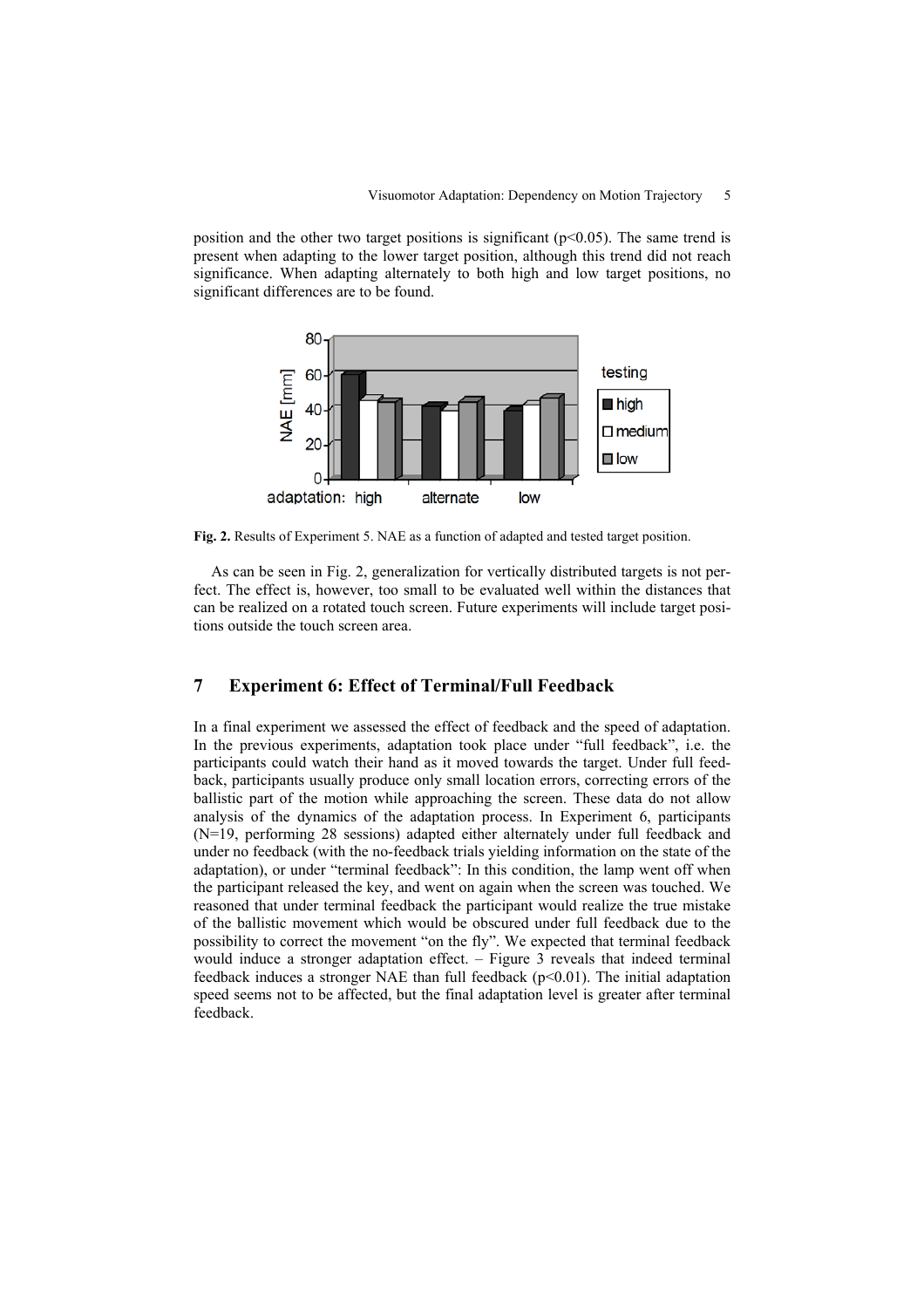position and the other two target positions is significant ($p<0.05$). The same trend is present when adapting to the lower target position, although this trend did not reach significance. When adapting alternately to both high and low target positions, no significant differences are to be found.

**Fig. 2.** Results of Experiment 5. NAE as a function of adapted and tested target position.

As can be seen in Fig. 2, generalization for vertically distributed targets is not perfect. The effect is, however, too small to be evaluated well within the distances that can be realized on a rotated touch screen. Future experiments will include target positions outside the touch screen area.

## 7 Experiment 6: Effect of Terminal/Full Feedback

In a final experiment we assessed the effect of feedback and the speed of adaptation. In the previous experiments, adaptation took place under "full feedback", i.e. the participants could watch their hand as it moved towards the target. Under full feedback, participants usually produce only small location errors, correcting errors of the ballistic part of the motion while approaching the screen. These data do not allow analysis of the dynamics of the adaptation process. In Experiment 6, participants (N=19, performing 28 sessions) adapted either alternately under full feedback and under no feedback (with the no-feedback trials yielding information on the state of the adaptation), or under "terminal feedback": In this condition, the lamp went off when the participant released the key, and went on again when the screen was touched. We reasoned that under terminal feedback the participant would realize the true mistake of the ballistic movement which would be obscured under full feedback due to the possibility to correct the movement "on the fly". We expected that terminal feedback would induce a stronger adaptation effect. – Figure 3 reveals that indeed terminal feedback induces a stronger NAE than full feedback ($p<0.01$). The initial adaptation speed seems not to be affected, but the final adaptation level is greater after terminal feedback.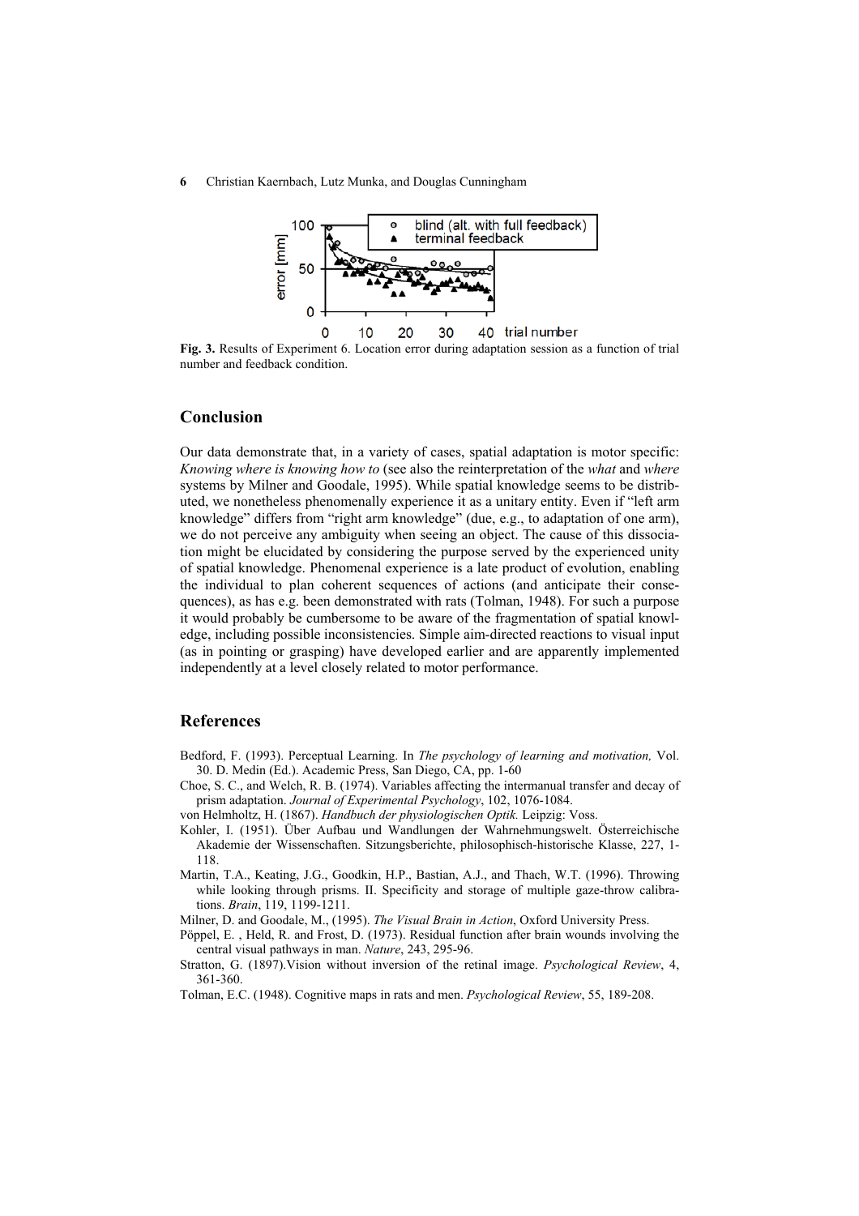100
50
0
error [mm]
0 10 20 30 40 trial number
blind (alt. with full feedback)
terminal feedback

**Fig. 3.** Results of Experiment 6. Location error during adaptation session as a function of trial number and feedback condition.

## Conclusion

Our data demonstrate that, in a variety of cases, spatial adaptation is motor specific: *Knowing where is knowing how to* (see also the reinterpretation of the *what* and *where* systems by Milner and Goodale, 1995). While spatial knowledge seems to be distributed, we nonetheless phenomenally experience it as a unitary entity. Even if "left arm knowledge" differs from "right arm knowledge" (due, e.g., to adaptation of one arm), we do not perceive any ambiguity when seeing an object. The cause of this dissociation might be elucidated by considering the purpose served by the experienced unity of spatial knowledge. Phenomenal experience is a late product of evolution, enabling the individual to plan coherent sequences of actions (and anticipate their consequences), as has e.g. been demonstrated with rats (Tolman, 1948). For such a purpose it would probably be cumbersome to be aware of the fragmentation of spatial knowledge, including possible inconsistencies. Simple aim-directed reactions to visual input (as in pointing or grasping) have developed earlier and are apparently implemented independently at a level closely related to motor performance.

## References

Bedford, F. (1993). Perceptual Learning. In *The psychology of learning and motivation,* Vol. 30. D. Medin (Ed.). Academic Press, San Diego, CA, pp. 1-60

Choe, S. C., and Welch, R. B. (1974). Variables affecting the intermanual transfer and decay of prism adaptation. *Journal of Experimental Psychology*, 102, 1076-1084.

von Helmholtz, H. (1867). *Handbuch der physiologischen Optik.* Leipzig: Voss.

Kohler, I. (1951). Über Aufbau und Wandlungen der Wahrnehmungswelt. Österreichische Akademie der Wissenschaften. Sitzungsberichte, philosophisch-historische Klasse, 227, 1-118.

Martin, T.A., Keating, J.G., Goodkin, H.P., Bastian, A.J., and Thach, W.T. (1996). Throwing while looking through prisms. II. Specificity and storage of multiple gaze-throw calibrations. *Brain*, 119, 1199-1211.

Milner, D. and Goodale, M., (1995). *The Visual Brain in Action*, Oxford University Press.

Pöppel, E. , Held, R. and Frost, D. (1973). Residual function after brain wounds involving the central visual pathways in man. *Nature*, 243, 295-96.

Stratton, G. (1897).Vision without inversion of the retinal image. *Psychological Review*, 4, 361-360.

Tolman, E.C. (1948). Cognitive maps in rats and men. *Psychological Review*, 55, 189-208.